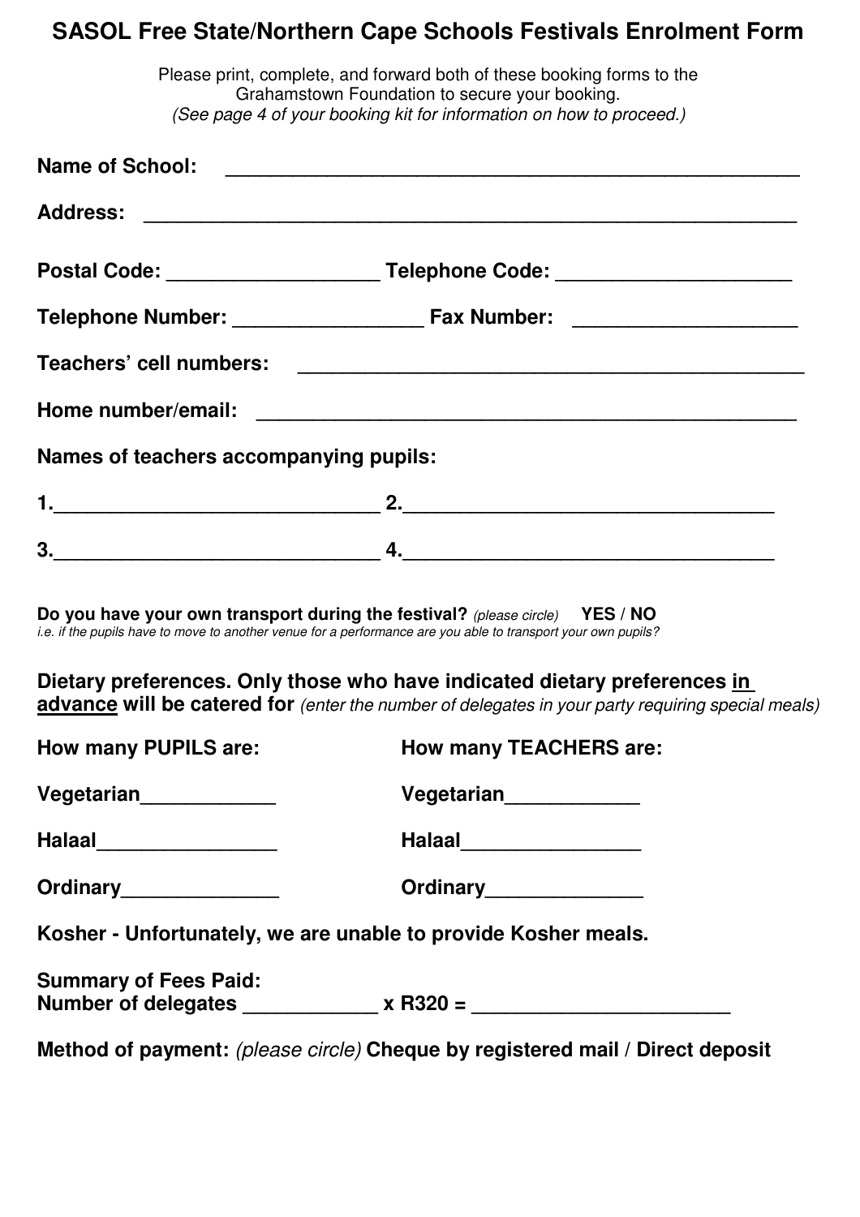# SASOL Free State/Northern Cape Schools Festivals Enrolment Form

Please print, complete, and forward both of these booking forms to the Grahamstown Foundation to secure your booking.
*(See page 4 of your booking kit for information on how to proceed.)*

**Name of School:** ____________________________________________________

**Address:** ___________________________________________________________

**Postal Code:** ___________________ **Telephone Code:** ____________________

**Telephone Number:** _________________ **Fax Number:** ___________________

**Teachers' cell numbers:** _____________________________________________

**Home number/email:** ________________________________________________

**Names of teachers accompanying pupils:**

**1.**_____________________________ **2.**__________________________________

**3.**_____________________________ **4.**__________________________________

**Do you have your own transport during the festival?** *(please circle)* **YES / NO**
*i.e. if the pupils have to move to another venue for a performance are you able to transport your own pupils?*

**Dietary preferences. Only those who have indicated dietary preferences <u>in advance</u> will be catered for** *(enter the number of delegates in your party requiring special meals)*

| **How many PUPILS are:** | **How many TEACHERS are:** |
|---|---|
| **Vegetarian**____________ | **Vegetarian**____________ |
| **Halaal**________________ | **Halaal**________________ |
| **Ordinary**______________ | **Ordinary**______________ |

**Kosher - Unfortunately, we are unable to provide Kosher meals.**

**Summary of Fees Paid:**
**Number of delegates** ____________ **x R320 =** ______________________

**Method of payment:** *(please circle)* **Cheque by registered mail / Direct deposit**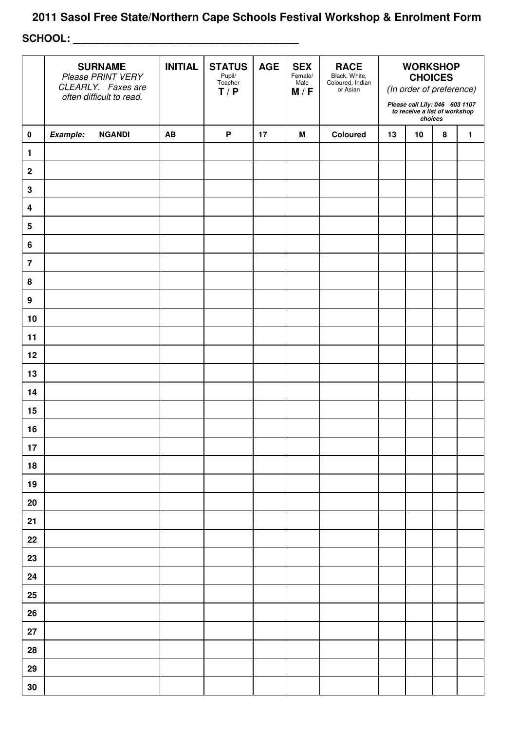# 2011 Sasol Free State/Northern Cape Schools Festival Workshop & Enrolment Form

**SCHOOL:** ________________________________________

| | **SURNAME** *Please PRINT VERY CLEARLY. Faxes are often difficult to read.* | **INITIAL** | **STATUS** Pupil/ Teacher **T / P** | **AGE** | **SEX** Female/ Male **M / F** | **RACE** Black, White, Coloured, Indian or Asian | **WORKSHOP CHOICES** *(In order of preference)* ***Please call Lily: 046 603 1107 to receive a list of workshop choices*** | | | |
|---|---|---|---|---|---|---|---|---|---|---|
| **0** | ***Example:*** **NGANDI** | **AB** | **P** | **17** | **M** | **Coloured** | **13** | **10** | **8** | **1** |
| **1** | | | | | | | | | | |
| **2** | | | | | | | | | | |
| **3** | | | | | | | | | | |
| **4** | | | | | | | | | | |
| **5** | | | | | | | | | | |
| **6** | | | | | | | | | | |
| **7** | | | | | | | | | | |
| **8** | | | | | | | | | | |
| **9** | | | | | | | | | | |
| **10** | | | | | | | | | | |
| **11** | | | | | | | | | | |
| **12** | | | | | | | | | | |
| **13** | | | | | | | | | | |
| **14** | | | | | | | | | | |
| **15** | | | | | | | | | | |
| **16** | | | | | | | | | | |
| **17** | | | | | | | | | | |
| **18** | | | | | | | | | | |
| **19** | | | | | | | | | | |
| **20** | | | | | | | | | | |
| **21** | | | | | | | | | | |
| **22** | | | | | | | | | | |
| **23** | | | | | | | | | | |
| **24** | | | | | | | | | | |
| **25** | | | | | | | | | | |
| **26** | | | | | | | | | | |
| **27** | | | | | | | | | | |
| **28** | | | | | | | | | | |
| **29** | | | | | | | | | | |
| **30** | | | | | | | | | | |